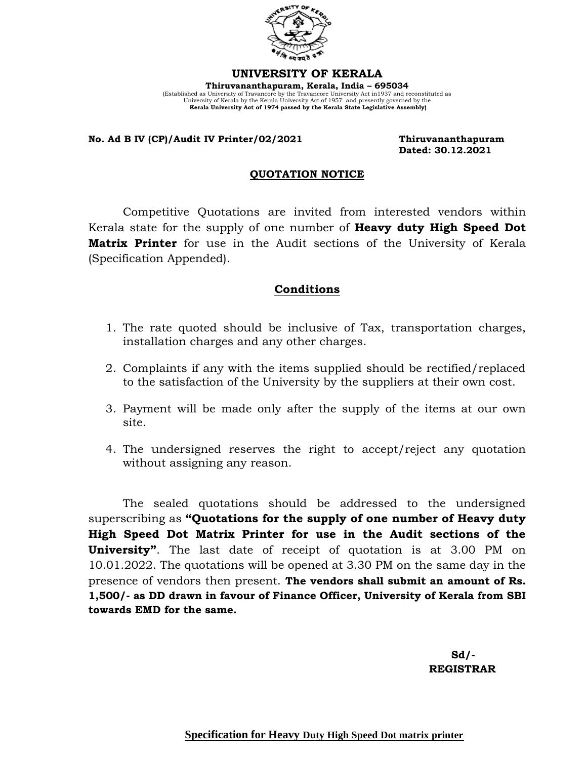# UNIVERSITY OF KERALA

**Thiruvananthapuram, Kerala, India – 695034**

(Established as University of Travancore by the Travancore University Act in1937 and reconstituted as University of Kerala by the Kerala University Act of 1957 and presently governed by the **Kerala University Act of 1974 passed by the Kerala State Legislative Assembly)**

**No. Ad B IV (CP)/Audit IV Printer/02/2021** **Thiruvananthapuram**
**Dated: 30.12.2021**

## QUOTATION NOTICE

Competitive Quotations are invited from interested vendors within Kerala state for the supply of one number of **Heavy duty High Speed Dot Matrix Printer** for use in the Audit sections of the University of Kerala (Specification Appended).

## Conditions

1. The rate quoted should be inclusive of Tax, transportation charges, installation charges and any other charges.
2. Complaints if any with the items supplied should be rectified/replaced to the satisfaction of the University by the suppliers at their own cost.
3. Payment will be made only after the supply of the items at our own site.
4. The undersigned reserves the right to accept/reject any quotation without assigning any reason.

The sealed quotations should be addressed to the undersigned superscribing as **"Quotations for the supply of one number of Heavy duty High Speed Dot Matrix Printer for use in the Audit sections of the University"**. The last date of receipt of quotation is at 3.00 PM on 10.01.2022. The quotations will be opened at 3.30 PM on the same day in the presence of vendors then present. **The vendors shall submit an amount of Rs. 1,500/- as DD drawn in favour of Finance Officer, University of Kerala from SBI towards EMD for the same.**

**Sd/-**
**REGISTRAR**

**Specification for Heavy Duty High Speed Dot matrix printer**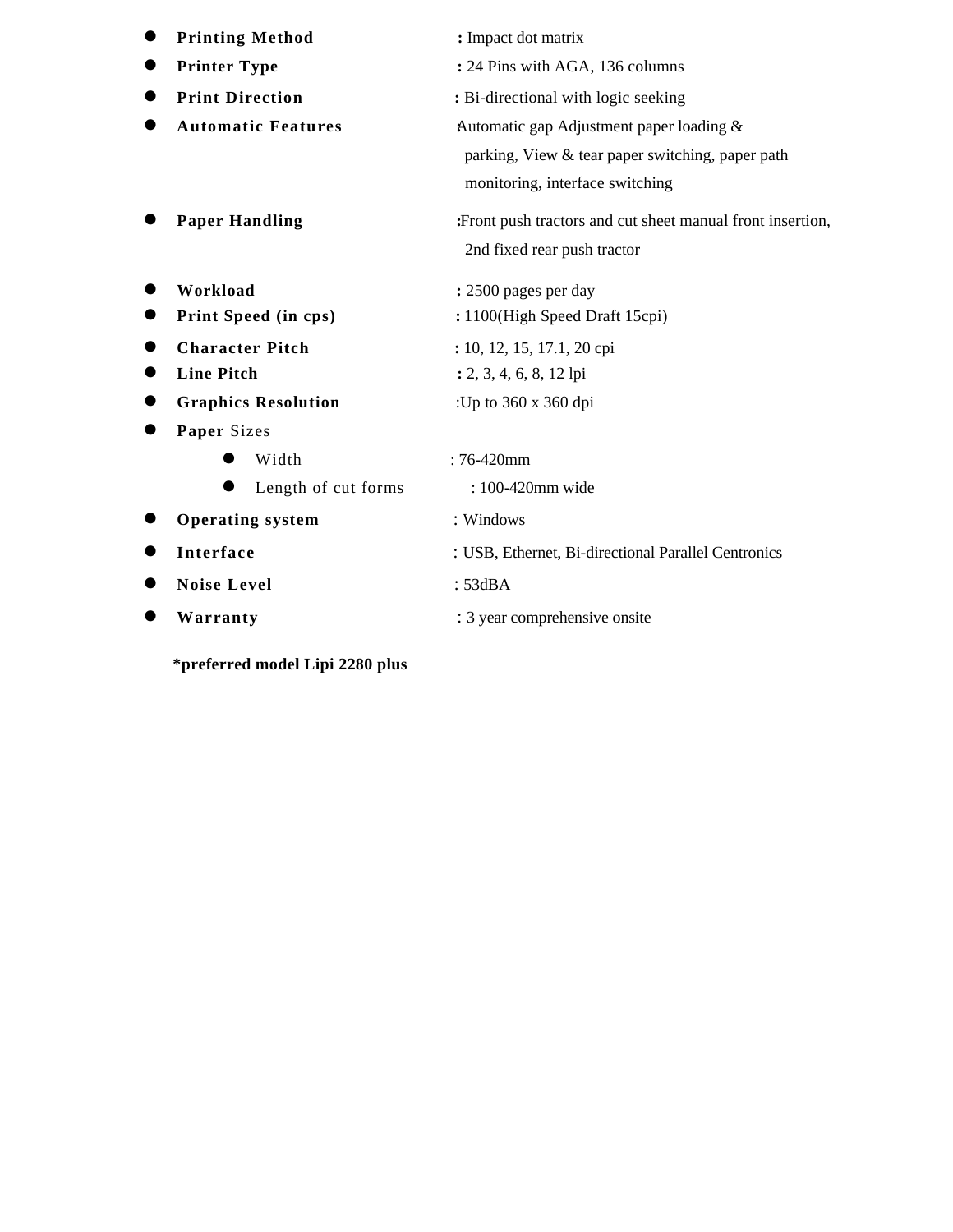- **Printing Method** : Impact dot matrix
- **Printer Type** : 24 Pins with AGA, 136 columns
- **Print Direction** : Bi-directional with logic seeking
- **Automatic Features** :Automatic gap Adjustment paper loading & parking, View & tear paper switching, paper path monitoring, interface switching
- **Paper Handling** :Front push tractors and cut sheet manual front insertion, 2nd fixed rear push tractor
- **Workload** : 2500 pages per day
- **Print Speed (in cps)** : 1100(High Speed Draft 15cpi)
- **Character Pitch** : 10, 12, 15, 17.1, 20 cpi
- **Line Pitch** : 2, 3, 4, 6, 8, 12 lpi
- **Graphics Resolution** :Up to 360 x 360 dpi
- **Paper** Sizes
  - Width : 76-420mm
  - Length of cut forms : 100-420mm wide
- **Operating system** : Windows
- **Interface** : USB, Ethernet, Bi-directional Parallel Centronics
- **Noise Level** : 53dBA
- **Warranty** : 3 year comprehensive onsite

**\*preferred model Lipi 2280 plus**